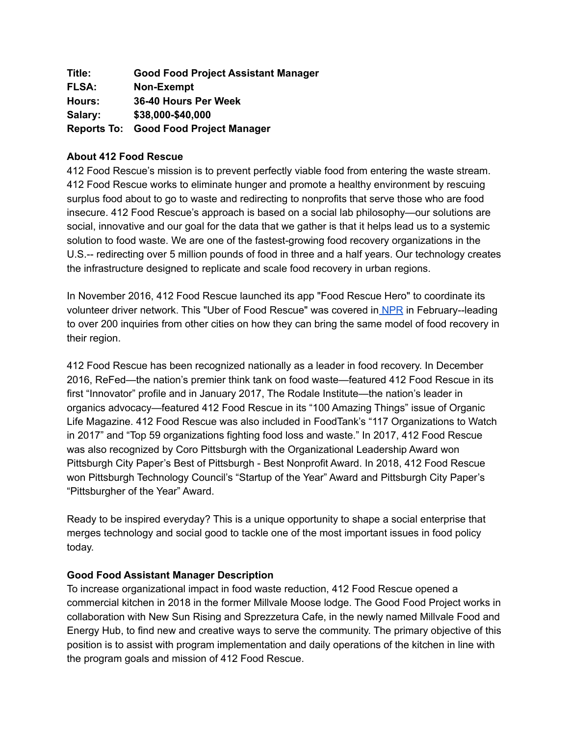**Title:** **Good Food Project Assistant Manager**
**FLSA:** **Non-Exempt**
**Hours:** **36-40 Hours Per Week**
**Salary:** **$38,000-$40,000**
**Reports To:** **Good Food Project Manager**

**About 412 Food Rescue**

412 Food Rescue's mission is to prevent perfectly viable food from entering the waste stream. 412 Food Rescue works to eliminate hunger and promote a healthy environment by rescuing surplus food about to go to waste and redirecting to nonprofits that serve those who are food insecure. 412 Food Rescue's approach is based on a social lab philosophy—our solutions are social, innovative and our goal for the data that we gather is that it helps lead us to a systemic solution to food waste. We are one of the fastest-growing food recovery organizations in the U.S.-- redirecting over 5 million pounds of food in three and a half years. Our technology creates the infrastructure designed to replicate and scale food recovery in urban regions.

In November 2016, 412 Food Rescue launched its app "Food Rescue Hero" to coordinate its volunteer driver network. This "Uber of Food Rescue" was covered in NPR in February--leading to over 200 inquiries from other cities on how they can bring the same model of food recovery in their region.

412 Food Rescue has been recognized nationally as a leader in food recovery. In December 2016, ReFed—the nation's premier think tank on food waste—featured 412 Food Rescue in its first "Innovator" profile and in January 2017, The Rodale Institute—the nation's leader in organics advocacy—featured 412 Food Rescue in its "100 Amazing Things" issue of Organic Life Magazine. 412 Food Rescue was also included in FoodTank's "117 Organizations to Watch in 2017" and "Top 59 organizations fighting food loss and waste." In 2017, 412 Food Rescue was also recognized by Coro Pittsburgh with the Organizational Leadership Award won Pittsburgh City Paper's Best of Pittsburgh - Best Nonprofit Award. In 2018, 412 Food Rescue won Pittsburgh Technology Council's "Startup of the Year" Award and Pittsburgh City Paper's "Pittsburgher of the Year" Award.

Ready to be inspired everyday? This is a unique opportunity to shape a social enterprise that merges technology and social good to tackle one of the most important issues in food policy today.

**Good Food Assistant Manager Description**

To increase organizational impact in food waste reduction, 412 Food Rescue opened a commercial kitchen in 2018 in the former Millvale Moose lodge. The Good Food Project works in collaboration with New Sun Rising and Sprezzetura Cafe, in the newly named Millvale Food and Energy Hub, to find new and creative ways to serve the community. The primary objective of this position is to assist with program implementation and daily operations of the kitchen in line with the program goals and mission of 412 Food Rescue.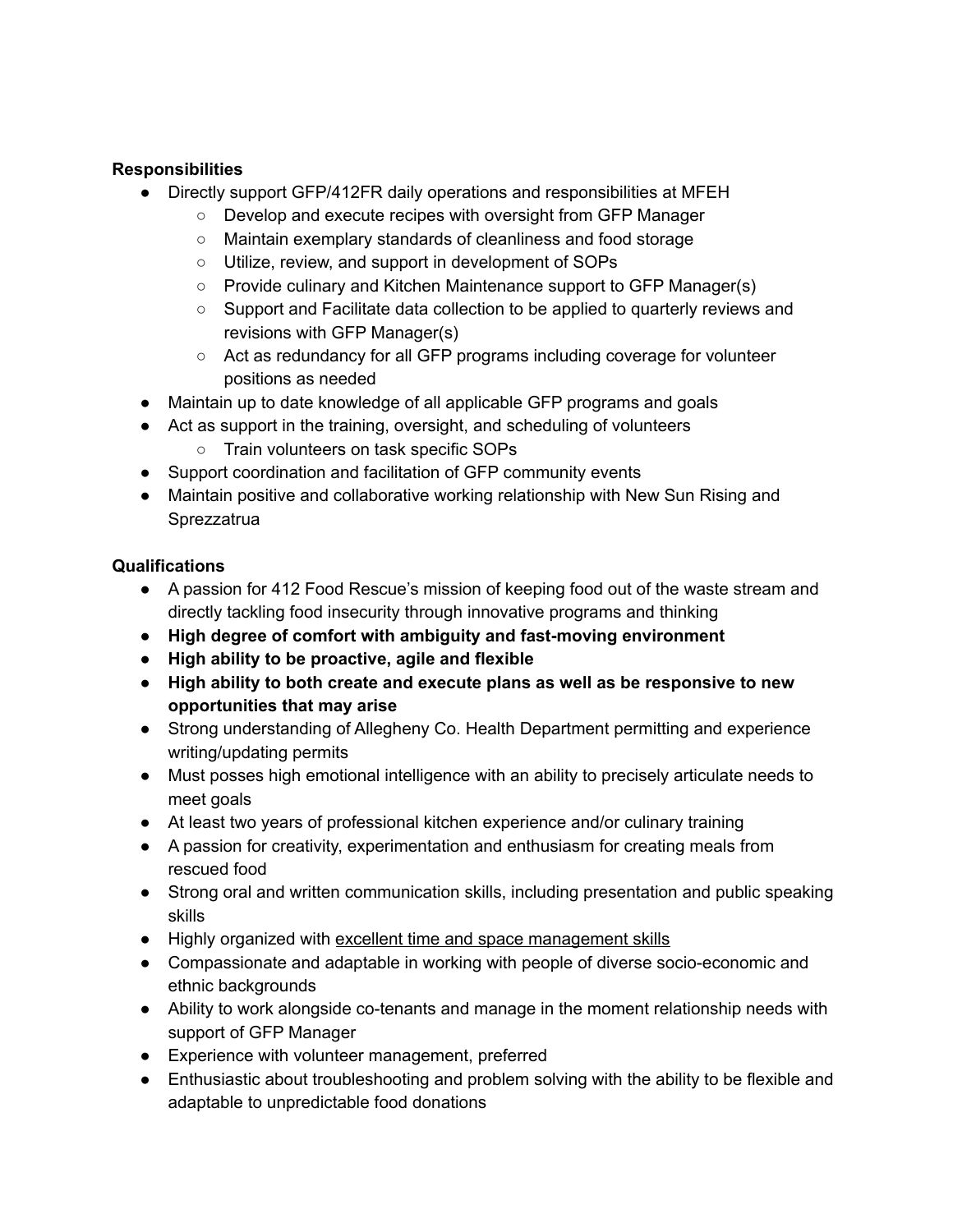**Responsibilities**

- Directly support GFP/412FR daily operations and responsibilities at MFEH
  - Develop and execute recipes with oversight from GFP Manager
  - Maintain exemplary standards of cleanliness and food storage
  - Utilize, review, and support in development of SOPs
  - Provide culinary and Kitchen Maintenance support to GFP Manager(s)
  - Support and Facilitate data collection to be applied to quarterly reviews and revisions with GFP Manager(s)
  - Act as redundancy for all GFP programs including coverage for volunteer positions as needed
- Maintain up to date knowledge of all applicable GFP programs and goals
- Act as support in the training, oversight, and scheduling of volunteers
  - Train volunteers on task specific SOPs
- Support coordination and facilitation of GFP community events
- Maintain positive and collaborative working relationship with New Sun Rising and Sprezzatrua

**Qualifications**

- A passion for 412 Food Rescue's mission of keeping food out of the waste stream and directly tackling food insecurity through innovative programs and thinking
- **High degree of comfort with ambiguity and fast-moving environment**
- **High ability to be proactive, agile and flexible**
- **High ability to both create and execute plans as well as be responsive to new opportunities that may arise**
- Strong understanding of Allegheny Co. Health Department permitting and experience writing/updating permits
- Must posses high emotional intelligence with an ability to precisely articulate needs to meet goals
- At least two years of professional kitchen experience and/or culinary training
- A passion for creativity, experimentation and enthusiasm for creating meals from rescued food
- Strong oral and written communication skills, including presentation and public speaking skills
- Highly organized with excellent time and space management skills
- Compassionate and adaptable in working with people of diverse socio-economic and ethnic backgrounds
- Ability to work alongside co-tenants and manage in the moment relationship needs with support of GFP Manager
- Experience with volunteer management, preferred
- Enthusiastic about troubleshooting and problem solving with the ability to be flexible and adaptable to unpredictable food donations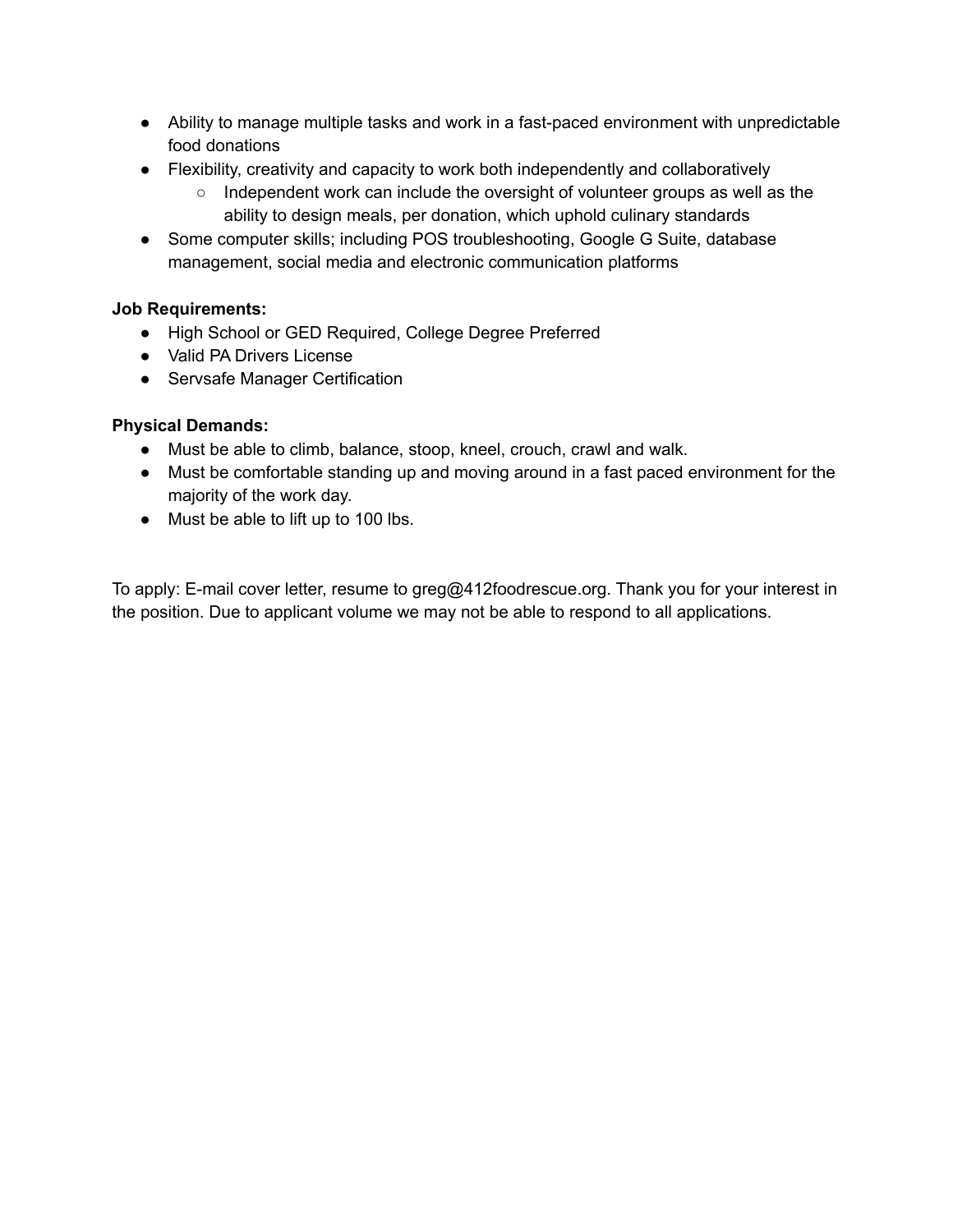- Ability to manage multiple tasks and work in a fast-paced environment with unpredictable food donations
- Flexibility, creativity and capacity to work both independently and collaboratively
    - Independent work can include the oversight of volunteer groups as well as the ability to design meals, per donation, which uphold culinary standards
- Some computer skills; including POS troubleshooting, Google G Suite, database management, social media and electronic communication platforms

**Job Requirements:**

- High School or GED Required, College Degree Preferred
- Valid PA Drivers License
- Servsafe Manager Certification

**Physical Demands:**

- Must be able to climb, balance, stoop, kneel, crouch, crawl and walk.
- Must be comfortable standing up and moving around in a fast paced environment for the majority of the work day.
- Must be able to lift up to 100 lbs.

To apply: E-mail cover letter, resume to greg@412foodrescue.org. Thank you for your interest in the position. Due to applicant volume we may not be able to respond to all applications.